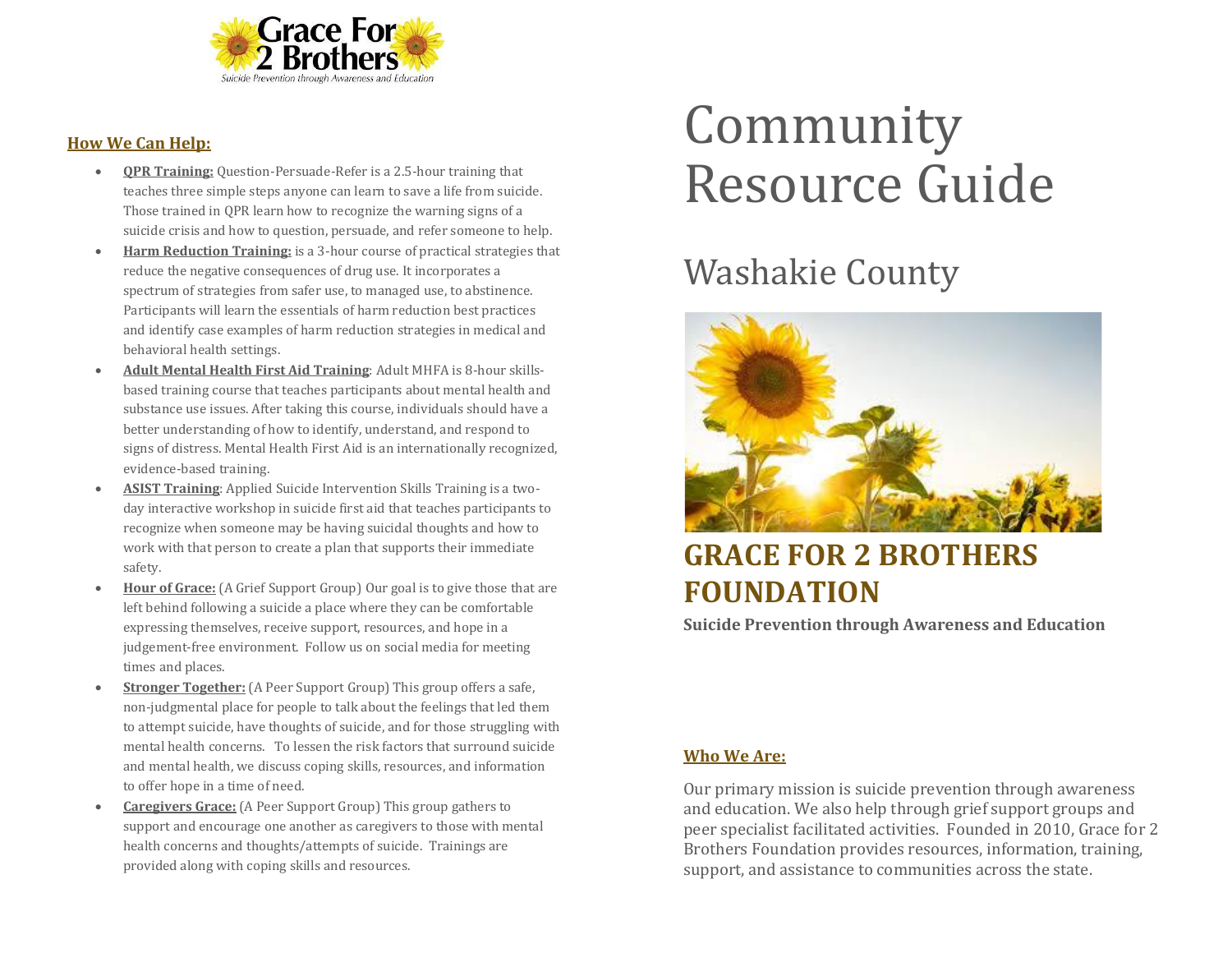Grace For 2 Brothers

*Suicide Prevention through Awareness and Education*

# Community Resource Guide

## Washakie County

## GRACE FOR 2 BROTHERS FOUNDATION

**Suicide Prevention through Awareness and Education**

### Who We Are:

Our primary mission is suicide prevention through awareness and education. We also help through grief support groups and peer specialist facilitated activities. Founded in 2010, Grace for 2 Brothers Foundation provides resources, information, training, support, and assistance to communities across the state.

### How We Can Help:

- **QPR Training:** Question-Persuade-Refer is a 2.5-hour training that teaches three simple steps anyone can learn to save a life from suicide. Those trained in QPR learn how to recognize the warning signs of a suicide crisis and how to question, persuade, and refer someone to help.
- **Harm Reduction Training:** is a 3-hour course of practical strategies that reduce the negative consequences of drug use. It incorporates a spectrum of strategies from safer use, to managed use, to abstinence. Participants will learn the essentials of harm reduction best practices and identify case examples of harm reduction strategies in medical and behavioral health settings.
- **Adult Mental Health First Aid Training**: Adult MHFA is 8-hour skills-based training course that teaches participants about mental health and substance use issues. After taking this course, individuals should have a better understanding of how to identify, understand, and respond to signs of distress. Mental Health First Aid is an internationally recognized, evidence-based training.
- **ASIST Training**: Applied Suicide Intervention Skills Training is a two-day interactive workshop in suicide first aid that teaches participants to recognize when someone may be having suicidal thoughts and how to work with that person to create a plan that supports their immediate safety.
- **Hour of Grace:** (A Grief Support Group) Our goal is to give those that are left behind following a suicide a place where they can be comfortable expressing themselves, receive support, resources, and hope in a judgement-free environment. Follow us on social media for meeting times and places.
- **Stronger Together:** (A Peer Support Group) This group offers a safe, non-judgmental place for people to talk about the feelings that led them to attempt suicide, have thoughts of suicide, and for those struggling with mental health concerns. To lessen the risk factors that surround suicide and mental health, we discuss coping skills, resources, and information to offer hope in a time of need.
- **Caregivers Grace:** (A Peer Support Group) This group gathers to support and encourage one another as caregivers to those with mental health concerns and thoughts/attempts of suicide. Trainings are provided along with coping skills and resources.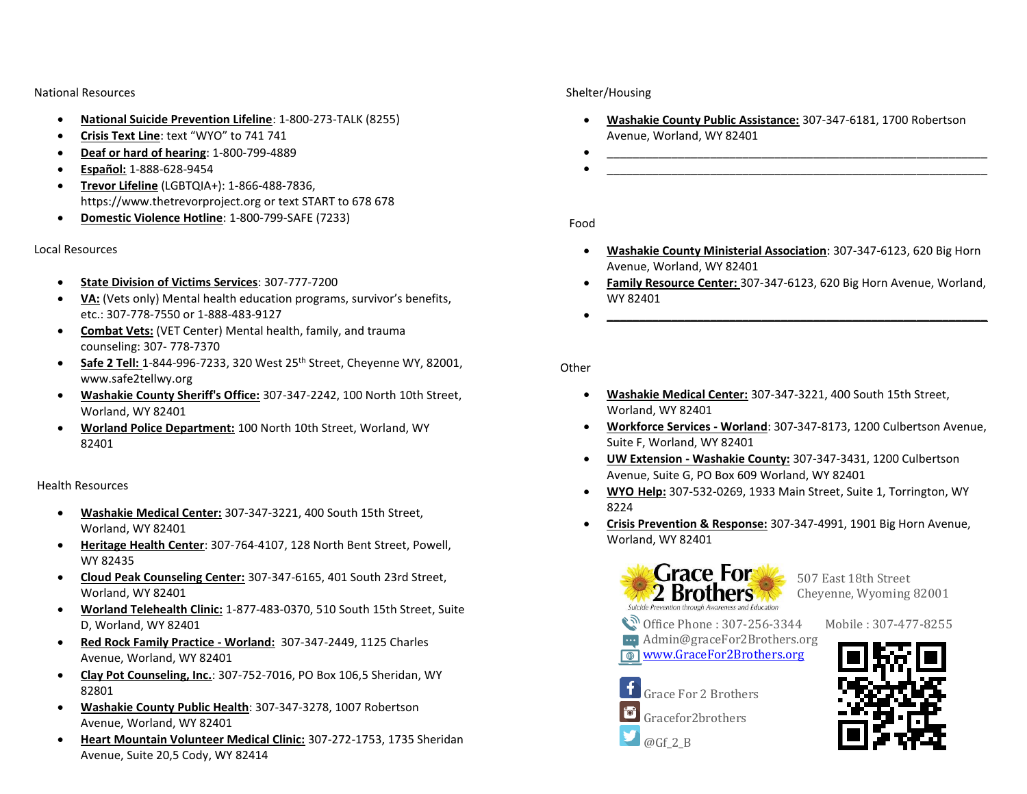## National Resources

- **National Suicide Prevention Lifeline**: 1-800-273-TALK (8255)
- **Crisis Text Line**: text "WYO" to 741 741
- **Deaf or hard of hearing**: 1-800-799-4889
- **Español:** 1-888-628-9454
- **Trevor Lifeline** (LGBTQIA+): 1-866-488-7836, https://www.thetrevorproject.org or text START to 678 678
- **Domestic Violence Hotline**: 1-800-799-SAFE (7233)

## Local Resources

- **State Division of Victims Services**: 307-777-7200
- **VA:** (Vets only) Mental health education programs, survivor's benefits, etc.: 307-778-7550 or 1-888-483-9127
- **Combat Vets:** (VET Center) Mental health, family, and trauma counseling: 307- 778-7370
- **Safe 2 Tell:** 1-844-996-7233, 320 West 25th Street, Cheyenne WY, 82001, www.safe2tellwy.org
- **Washakie County Sheriff's Office:** 307-347-2242, 100 North 10th Street, Worland, WY 82401
- **Worland Police Department:** 100 North 10th Street, Worland, WY 82401

## Health Resources

- **Washakie Medical Center:** 307-347-3221, 400 South 15th Street, Worland, WY 82401
- **Heritage Health Center**: 307-764-4107, 128 North Bent Street, Powell, WY 82435
- **Cloud Peak Counseling Center:** 307-347-6165, 401 South 23rd Street, Worland, WY 82401
- **Worland Telehealth Clinic:** 1-877-483-0370, 510 South 15th Street, Suite D, Worland, WY 82401
- **Red Rock Family Practice - Worland:** 307-347-2449, 1125 Charles Avenue, Worland, WY 82401
- **Clay Pot Counseling, Inc.**: 307-752-7016, PO Box 106,5 Sheridan, WY 82801
- **Washakie County Public Health**: 307-347-3278, 1007 Robertson Avenue, Worland, WY 82401
- **Heart Mountain Volunteer Medical Clinic:** 307-272-1753, 1735 Sheridan Avenue, Suite 20,5 Cody, WY 82414

## Shelter/Housing

- **Washakie County Public Assistance:** 307-347-6181, 1700 Robertson Avenue, Worland, WY 82401
- ______________________________________________
- ______________________________________________

## Food

- **Washakie County Ministerial Association**: 307-347-6123, 620 Big Horn Avenue, Worland, WY 82401
- **Family Resource Center:** 307-347-6123, 620 Big Horn Avenue, Worland, WY 82401
- ______________________________________________

## Other

- **Washakie Medical Center:** 307-347-3221, 400 South 15th Street, Worland, WY 82401
- **Workforce Services - Worland**: 307-347-8173, 1200 Culbertson Avenue, Suite F, Worland, WY 82401
- **UW Extension - Washakie County:** 307-347-3431, 1200 Culbertson Avenue, Suite G, PO Box 609 Worland, WY 82401
- **WYO Help:** 307-532-0269, 1933 Main Street, Suite 1, Torrington, WY 8224
- **Crisis Prevention & Response:** 307-347-4991, 1901 Big Horn Avenue, Worland, WY 82401

**Grace For 2 Brothers**
Suicide Prevention through Awareness and Education

507 East 18th Street
Cheyenne, Wyoming 82001

Office Phone : 307-256-3344 Mobile : 307-477-8255
Admin@graceFor2Brothers.org
www.GraceFor2Brothers.org

Grace For 2 Brothers
Gracefor2brothers
@Gf_2_B